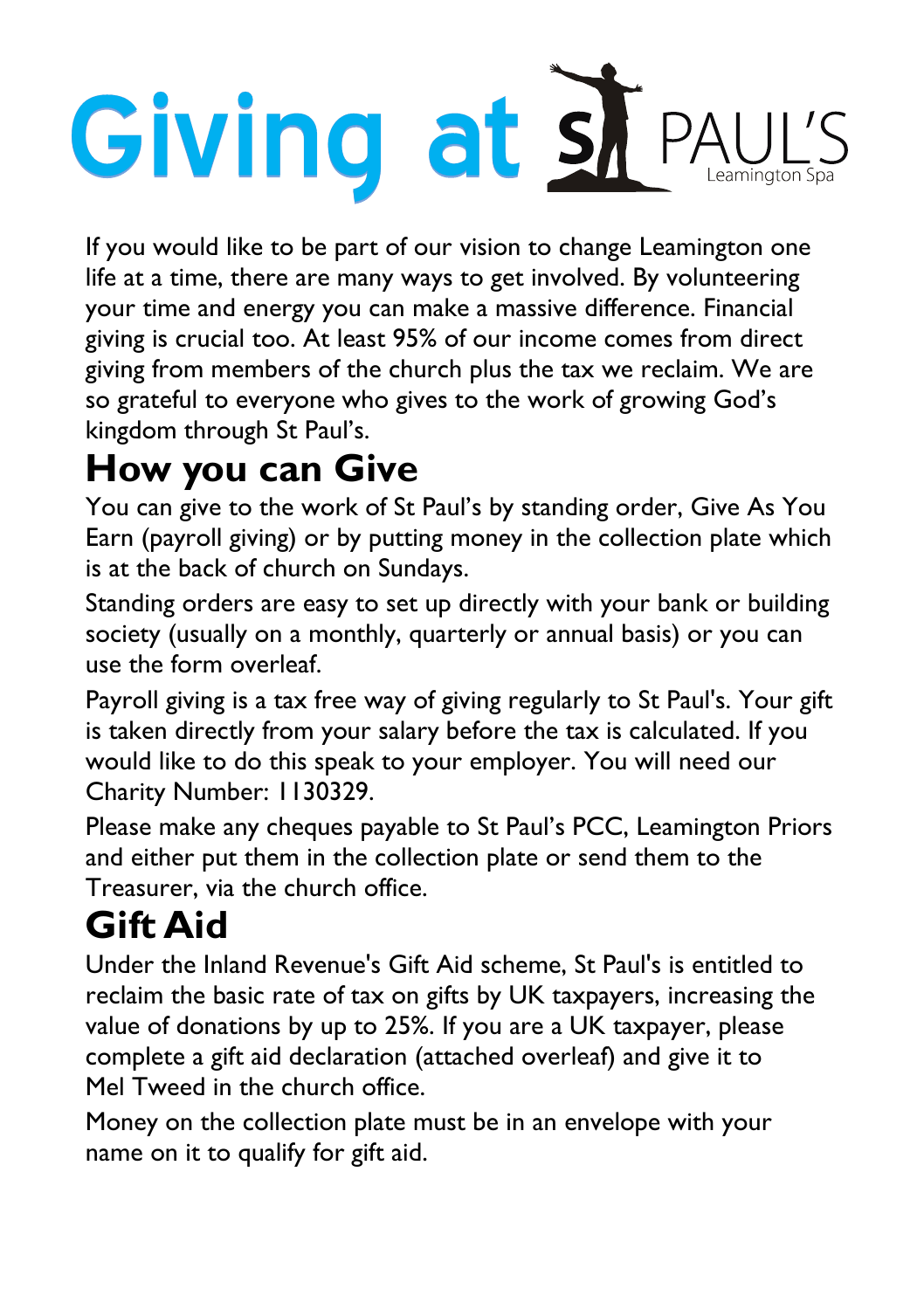# Giving at St PAUL'S Leamington Spa

If you would like to be part of our vision to change Leamington one life at a time, there are many ways to get involved. By volunteering your time and energy you can make a massive difference. Financial giving is crucial too. At least 95% of our income comes from direct giving from members of the church plus the tax we reclaim. We are so grateful to everyone who gives to the work of growing God's kingdom through St Paul's.

## How you can Give

You can give to the work of St Paul's by standing order, Give As You Earn (payroll giving) or by putting money in the collection plate which is at the back of church on Sundays.

Standing orders are easy to set up directly with your bank or building society (usually on a monthly, quarterly or annual basis) or you can use the form overleaf.

Payroll giving is a tax free way of giving regularly to St Paul's. Your gift is taken directly from your salary before the tax is calculated. If you would like to do this speak to your employer. You will need our Charity Number: 1130329.

Please make any cheques payable to St Paul's PCC, Leamington Priors and either put them in the collection plate or send them to the Treasurer, via the church office.

## Gift Aid

Under the Inland Revenue's Gift Aid scheme, St Paul's is entitled to reclaim the basic rate of tax on gifts by UK taxpayers, increasing the value of donations by up to 25%. If you are a UK taxpayer, please complete a gift aid declaration (attached overleaf) and give it to Mel Tweed in the church office.

Money on the collection plate must be in an envelope with your name on it to qualify for gift aid.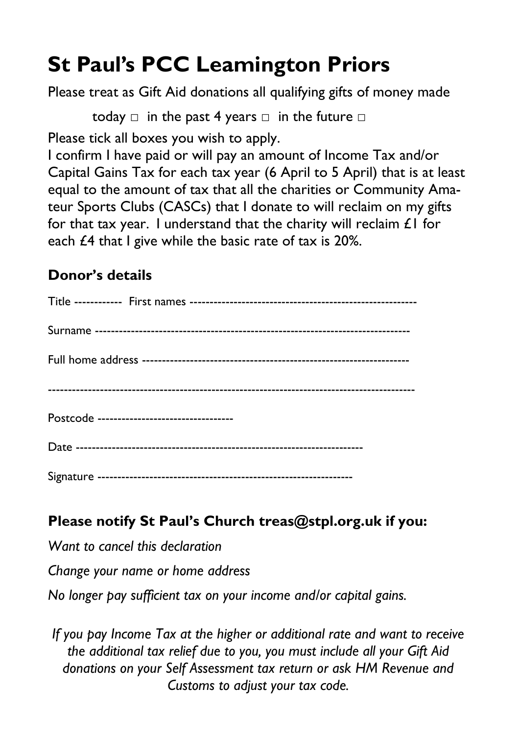# St Paul's PCC Leamington Priors

Please treat as Gift Aid donations all qualifying gifts of money made

today □ in the past 4 years □ in the future □

Please tick all boxes you wish to apply.

I confirm I have paid or will pay an amount of Income Tax and/or Capital Gains Tax for each tax year (6 April to 5 April) that is at least equal to the amount of tax that all the charities or Community Amateur Sports Clubs (CASCs) that I donate to will reclaim on my gifts for that tax year. I understand that the charity will reclaim £1 for each £4 that I give while the basic rate of tax is 20%.

## Donor's details

Title ----------- First names -------------------------------------------------------

Surname ----------------------------------------------------------------------------

Full home address ------------------------------------------------------------------

---------------------------------------------------------------------------------------

Postcode ---------------------------------

Date ---------------------------------------------------------------------

Signature ---------------------------------------------------------------

## Please notify St Paul's Church treas@stpl.org.uk if you:

*Want to cancel this declaration*

*Change your name or home address*

*No longer pay sufficient tax on your income and/or capital gains.*

*If you pay Income Tax at the higher or additional rate and want to receive the additional tax relief due to you, you must include all your Gift Aid donations on your Self Assessment tax return or ask HM Revenue and Customs to adjust your tax code.*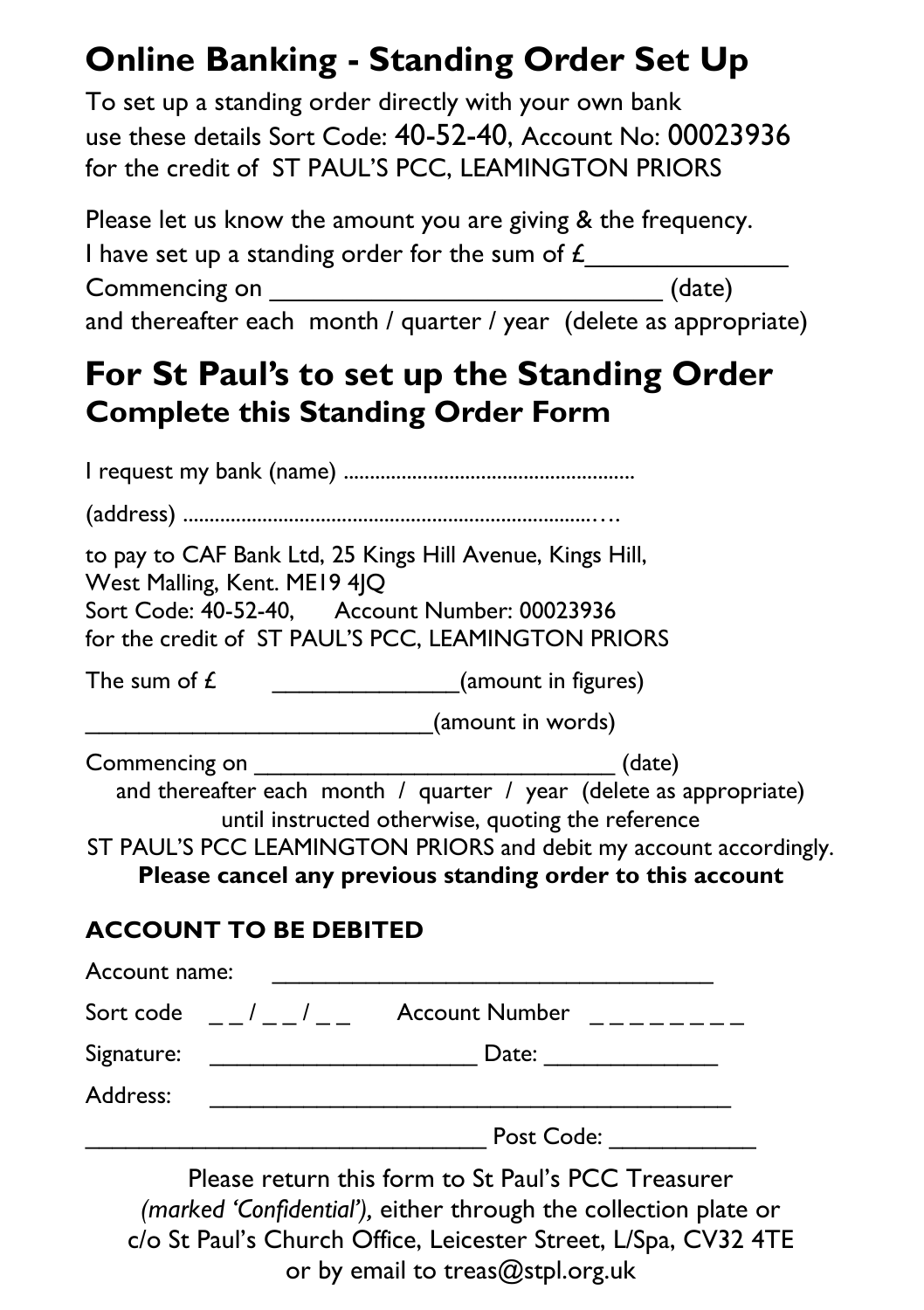# Online Banking - Standing Order Set Up

To set up a standing order directly with your own bank use these details Sort Code: 40-52-40, Account No: 00023936 for the credit of ST PAUL'S PCC, LEAMINGTON PRIORS

Please let us know the amount you are giving & the frequency.
I have set up a standing order for the sum of £______________
Commencing on ____________________________ (date)
and thereafter each month / quarter / year (delete as appropriate)

# For St Paul's to set up the Standing Order

## Complete this Standing Order Form

I request my bank (name) .......................................................

(address) .............................................................................…

to pay to CAF Bank Ltd, 25 Kings Hill Avenue, Kings Hill, West Malling, Kent. ME19 4JQ
Sort Code: 40-52-40, Account Number: 00023936
for the credit of ST PAUL'S PCC, LEAMINGTON PRIORS

The sum of £ ______________(amount in figures)

___________________________(amount in words)

Commencing on ____________________________ (date)
and thereafter each month / quarter / year (delete as appropriate)
until instructed otherwise, quoting the reference
ST PAUL'S PCC LEAMINGTON PRIORS and debit my account accordingly.
**Please cancel any previous standing order to this account**

### ACCOUNT TO BE DEBITED

Account name: ___________________________________

Sort code _ _ / _ _ / _ _ Account Number _ _ _ _ _ _ _ _

Signature: _____________________ Date: ______________

Address: _________________________________________

_______________________________ Post Code: ___________

Please return this form to St Paul's PCC Treasurer *(marked 'Confidential')*, either through the collection plate or c/o St Paul's Church Office, Leicester Street, L/Spa, CV32 4TE or by email to treas@stpl.org.uk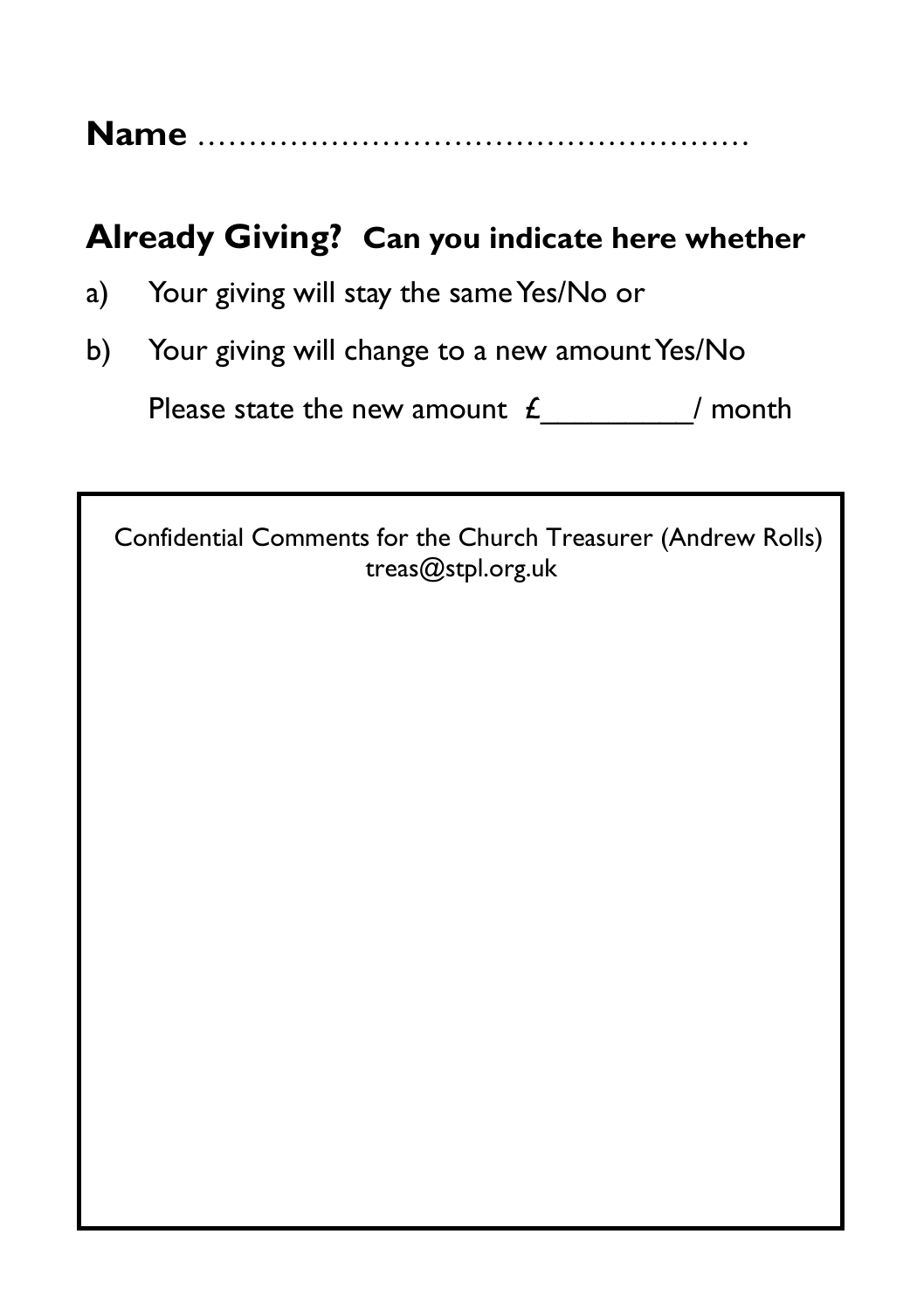**Name** ………………………………………………

## Already Giving? **Can you indicate here whether**

a) Your giving will stay the same Yes/No or

b) Your giving will change to a new amount Yes/No

Please state the new amount £_________/ month

Confidential Comments for the Church Treasurer (Andrew Rolls)
treas@stpl.org.uk